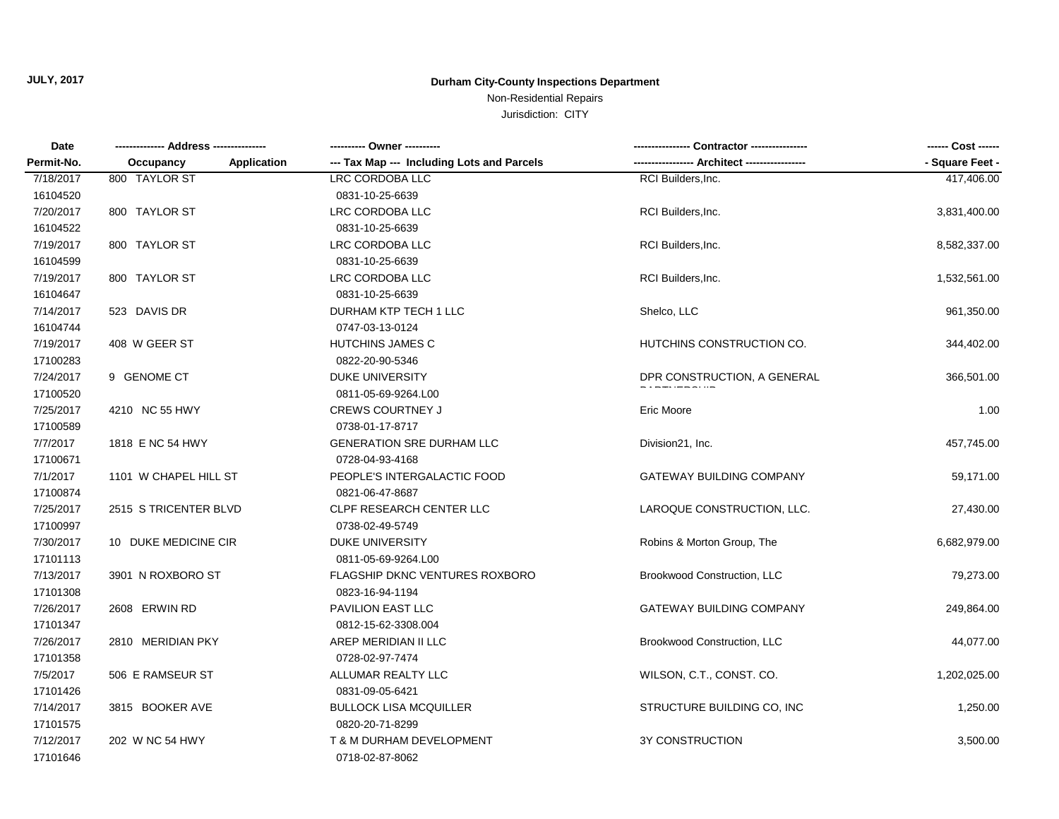**JULY, 2017**

**Durham City-County Inspections Department**

Non-Residential Repairs

Jurisdiction: CITY

| Date<br>Permit-No. | -------------- Address --------------<br>Occupancy Application | ---------- Owner ----------<br>--- Tax Map --- Including Lots and Parcels | ---------------- Contractor ----------------<br>---------------- Architect ---------------- | ------ Cost ------<br>- Square Feet - |
|---|---|---|---|---|
| 7/18/2017<br>16104520 | 800 TAYLOR ST | LRC CORDOBA LLC<br>0831-10-25-6639 | RCI Builders,Inc. | 417,406.00 |
| 7/20/2017<br>16104522 | 800 TAYLOR ST | LRC CORDOBA LLC<br>0831-10-25-6639 | RCI Builders,Inc. | 3,831,400.00 |
| 7/19/2017<br>16104599 | 800 TAYLOR ST | LRC CORDOBA LLC<br>0831-10-25-6639 | RCI Builders,Inc. | 8,582,337.00 |
| 7/19/2017<br>16104647 | 800 TAYLOR ST | LRC CORDOBA LLC<br>0831-10-25-6639 | RCI Builders,Inc. | 1,532,561.00 |
| 7/14/2017<br>16104744 | 523 DAVIS DR | DURHAM KTP TECH 1 LLC<br>0747-03-13-0124 | Shelco, LLC | 961,350.00 |
| 7/19/2017<br>17100283 | 408 W GEER ST | HUTCHINS JAMES C<br>0822-20-90-5346 | HUTCHINS CONSTRUCTION CO. | 344,402.00 |
| 7/24/2017<br>17100520 | 9 GENOME CT | DUKE UNIVERSITY<br>0811-05-69-9264.L00 | DPR CONSTRUCTION, A GENERAL PARTNERSHIP | 366,501.00 |
| 7/25/2017<br>17100589 | 4210 NC 55 HWY | CREWS COURTNEY J<br>0738-01-17-8717 | Eric Moore | 1.00 |
| 7/7/2017<br>17100671 | 1818 E NC 54 HWY | GENERATION SRE DURHAM LLC<br>0728-04-93-4168 | Division21, Inc. | 457,745.00 |
| 7/1/2017<br>17100874 | 1101 W CHAPEL HILL ST | PEOPLE'S INTERGALACTIC FOOD<br>0821-06-47-8687 | GATEWAY BUILDING COMPANY | 59,171.00 |
| 7/25/2017<br>17100997 | 2515 S TRICENTER BLVD | CLPF RESEARCH CENTER LLC<br>0738-02-49-5749 | LAROQUE CONSTRUCTION, LLC. | 27,430.00 |
| 7/30/2017<br>17101113 | 10 DUKE MEDICINE CIR | DUKE UNIVERSITY<br>0811-05-69-9264.L00 | Robins & Morton Group, The | 6,682,979.00 |
| 7/13/2017<br>17101308 | 3901 N ROXBORO ST | FLAGSHIP DKNC VENTURES ROXBORO<br>0823-16-94-1194 | Brookwood Construction, LLC | 79,273.00 |
| 7/26/2017<br>17101347 | 2608 ERWIN RD | PAVILION EAST LLC<br>0812-15-62-3308.004 | GATEWAY BUILDING COMPANY | 249,864.00 |
| 7/26/2017<br>17101358 | 2810 MERIDIAN PKY | AREP MERIDIAN II LLC<br>0728-02-97-7474 | Brookwood Construction, LLC | 44,077.00 |
| 7/5/2017<br>17101426 | 506 E RAMSEUR ST | ALLUMAR REALTY LLC<br>0831-09-05-6421 | WILSON, C.T., CONST. CO. | 1,202,025.00 |
| 7/14/2017<br>17101575 | 3815 BOOKER AVE | BULLOCK LISA MCQUILLER<br>0820-20-71-8299 | STRUCTURE BUILDING CO, INC | 1,250.00 |
| 7/12/2017<br>17101646 | 202 W NC 54 HWY | T & M DURHAM DEVELOPMENT<br>0718-02-87-8062 | 3Y CONSTRUCTION | 3,500.00 |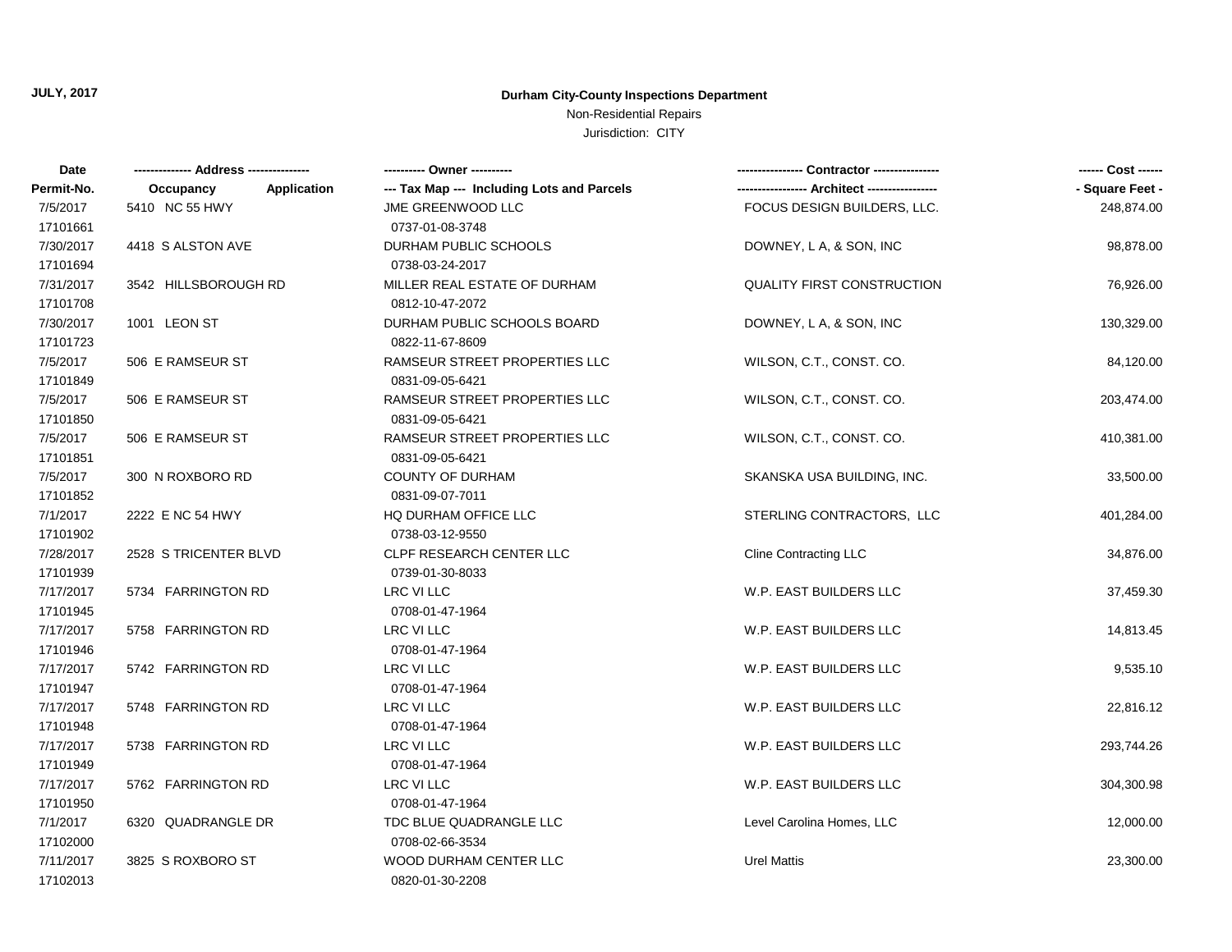JULY, 2017

# Durham City-County Inspections Department

Non-Residential Repairs

Jurisdiction: CITY

| Date<br>Permit-No. | ------------- Address --------------<br>Occupancy Application | ---------- Owner ----------<br>--- Tax Map --- Including Lots and Parcels | ---------------- Contractor ----------------<br>---------------- Architect ---------------- | ------ Cost ------<br>- Square Feet - |
|---|---|---|---|---|
| 7/5/2017<br>17101661 | 5410 NC 55 HWY | JME GREENWOOD LLC<br>0737-01-08-3748 | FOCUS DESIGN BUILDERS, LLC. | 248,874.00 |
| 7/30/2017<br>17101694 | 4418 S ALSTON AVE | DURHAM PUBLIC SCHOOLS<br>0738-03-24-2017 | DOWNEY, L A, & SON, INC | 98,878.00 |
| 7/31/2017<br>17101708 | 3542 HILLSBOROUGH RD | MILLER REAL ESTATE OF DURHAM<br>0812-10-47-2072 | QUALITY FIRST CONSTRUCTION | 76,926.00 |
| 7/30/2017<br>17101723 | 1001 LEON ST | DURHAM PUBLIC SCHOOLS BOARD<br>0822-11-67-8609 | DOWNEY, L A, & SON, INC | 130,329.00 |
| 7/5/2017<br>17101849 | 506 E RAMSEUR ST | RAMSEUR STREET PROPERTIES LLC<br>0831-09-05-6421 | WILSON, C.T., CONST. CO. | 84,120.00 |
| 7/5/2017<br>17101850 | 506 E RAMSEUR ST | RAMSEUR STREET PROPERTIES LLC<br>0831-09-05-6421 | WILSON, C.T., CONST. CO. | 203,474.00 |
| 7/5/2017<br>17101851 | 506 E RAMSEUR ST | RAMSEUR STREET PROPERTIES LLC<br>0831-09-05-6421 | WILSON, C.T., CONST. CO. | 410,381.00 |
| 7/5/2017<br>17101852 | 300 N ROXBORO RD | COUNTY OF DURHAM<br>0831-09-07-7011 | SKANSKA USA BUILDING, INC. | 33,500.00 |
| 7/1/2017<br>17101902 | 2222 E NC 54 HWY | HQ DURHAM OFFICE LLC<br>0738-03-12-9550 | STERLING CONTRACTORS, LLC | 401,284.00 |
| 7/28/2017<br>17101939 | 2528 S TRICENTER BLVD | CLPF RESEARCH CENTER LLC<br>0739-01-30-8033 | Cline Contracting LLC | 34,876.00 |
| 7/17/2017<br>17101945 | 5734 FARRINGTON RD | LRC VI LLC<br>0708-01-47-1964 | W.P. EAST BUILDERS LLC | 37,459.30 |
| 7/17/2017<br>17101946 | 5758 FARRINGTON RD | LRC VI LLC<br>0708-01-47-1964 | W.P. EAST BUILDERS LLC | 14,813.45 |
| 7/17/2017<br>17101947 | 5742 FARRINGTON RD | LRC VI LLC<br>0708-01-47-1964 | W.P. EAST BUILDERS LLC | 9,535.10 |
| 7/17/2017<br>17101948 | 5748 FARRINGTON RD | LRC VI LLC<br>0708-01-47-1964 | W.P. EAST BUILDERS LLC | 22,816.12 |
| 7/17/2017<br>17101949 | 5738 FARRINGTON RD | LRC VI LLC<br>0708-01-47-1964 | W.P. EAST BUILDERS LLC | 293,744.26 |
| 7/17/2017<br>17101950 | 5762 FARRINGTON RD | LRC VI LLC<br>0708-01-47-1964 | W.P. EAST BUILDERS LLC | 304,300.98 |
| 7/1/2017<br>17102000 | 6320 QUADRANGLE DR | TDC BLUE QUADRANGLE LLC<br>0708-02-66-3534 | Level Carolina Homes, LLC | 12,000.00 |
| 7/11/2017<br>17102013 | 3825 S ROXBORO ST | WOOD DURHAM CENTER LLC<br>0820-01-30-2208 | Urel Mattis | 23,300.00 |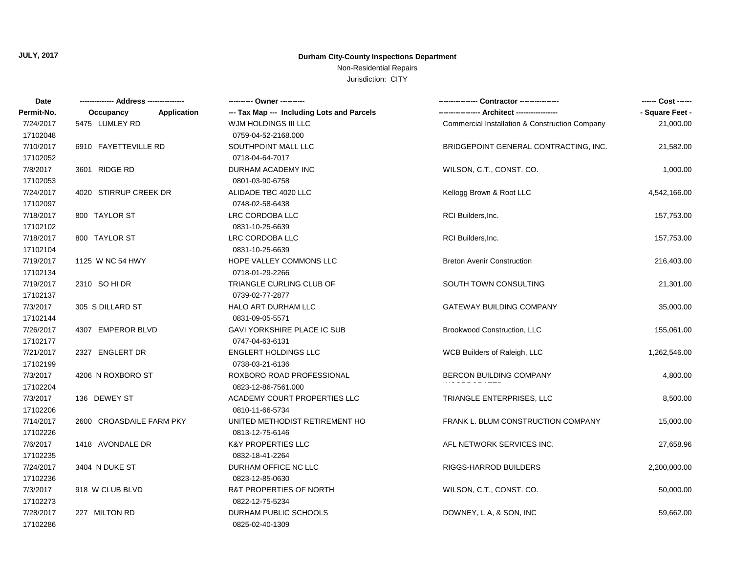**JULY, 2017**

## Durham City-County Inspections Department

Non-Residential Repairs

Jurisdiction: CITY

| Date<br>Permit-No. | Address<br>Occupancy Application | Owner<br>Tax Map --- Including Lots and Parcels | Contractor<br>Architect | Cost<br>Square Feet |
|---|---|---|---|---|
| 7/24/2017<br>17102048 | 5475 LUMLEY RD | WJM HOLDINGS III LLC<br>0759-04-52-2168.000 | Commercial Installation & Construction Company | 21,000.00 |
| 7/10/2017<br>17102052 | 6910 FAYETTEVILLE RD | SOUTHPOINT MALL LLC<br>0718-04-64-7017 | BRIDGEPOINT GENERAL CONTRACTING, INC. | 21,582.00 |
| 7/8/2017<br>17102053 | 3601 RIDGE RD | DURHAM ACADEMY INC<br>0801-03-90-6758 | WILSON, C.T., CONST. CO. | 1,000.00 |
| 7/24/2017<br>17102097 | 4020 STIRRUP CREEK DR | ALIDADE TBC 4020 LLC<br>0748-02-58-6438 | Kellogg Brown & Root LLC | 4,542,166.00 |
| 7/18/2017<br>17102102 | 800 TAYLOR ST | LRC CORDOBA LLC<br>0831-10-25-6639 | RCI Builders,Inc. | 157,753.00 |
| 7/18/2017<br>17102104 | 800 TAYLOR ST | LRC CORDOBA LLC<br>0831-10-25-6639 | RCI Builders,Inc. | 157,753.00 |
| 7/19/2017<br>17102134 | 1125 W NC 54 HWY | HOPE VALLEY COMMONS LLC<br>0718-01-29-2266 | Breton Avenir Construction | 216,403.00 |
| 7/19/2017<br>17102137 | 2310 SO HI DR | TRIANGLE CURLING CLUB OF<br>0739-02-77-2877 | SOUTH TOWN CONSULTING | 21,301.00 |
| 7/3/2017<br>17102144 | 305 S DILLARD ST | HALO ART DURHAM LLC<br>0831-09-05-5571 | GATEWAY BUILDING COMPANY | 35,000.00 |
| 7/26/2017<br>17102177 | 4307 EMPEROR BLVD | GAVI YORKSHIRE PLACE IC SUB<br>0747-04-63-6131 | Brookwood Construction, LLC | 155,061.00 |
| 7/21/2017<br>17102199 | 2327 ENGLERT DR | ENGLERT HOLDINGS LLC<br>0738-03-21-6136 | WCB Builders of Raleigh, LLC | 1,262,546.00 |
| 7/3/2017<br>17102204 | 4206 N ROXBORO ST | ROXBORO ROAD PROFESSIONAL<br>0823-12-86-7561.000 | BERCON BUILDING COMPANY INCORPORATED | 4,800.00 |
| 7/3/2017<br>17102206 | 136 DEWEY ST | ACADEMY COURT PROPERTIES LLC<br>0810-11-66-5734 | TRIANGLE ENTERPRISES, LLC | 8,500.00 |
| 7/14/2017<br>17102226 | 2600 CROASDAILE FARM PKY | UNITED METHODIST RETIREMENT HO<br>0813-12-75-6146 | FRANK L. BLUM CONSTRUCTION COMPANY | 15,000.00 |
| 7/6/2017<br>17102235 | 1418 AVONDALE DR | K&Y PROPERTIES LLC<br>0832-18-41-2264 | AFL NETWORK SERVICES INC. | 27,658.96 |
| 7/24/2017<br>17102236 | 3404 N DUKE ST | DURHAM OFFICE NC LLC<br>0823-12-85-0630 | RIGGS-HARROD BUILDERS | 2,200,000.00 |
| 7/3/2017<br>17102273 | 918 W CLUB BLVD | R&T PROPERTIES OF NORTH<br>0822-12-75-5234 | WILSON, C.T., CONST. CO. | 50,000.00 |
| 7/28/2017<br>17102286 | 227 MILTON RD | DURHAM PUBLIC SCHOOLS<br>0825-02-40-1309 | DOWNEY, L A, & SON, INC | 59,662.00 |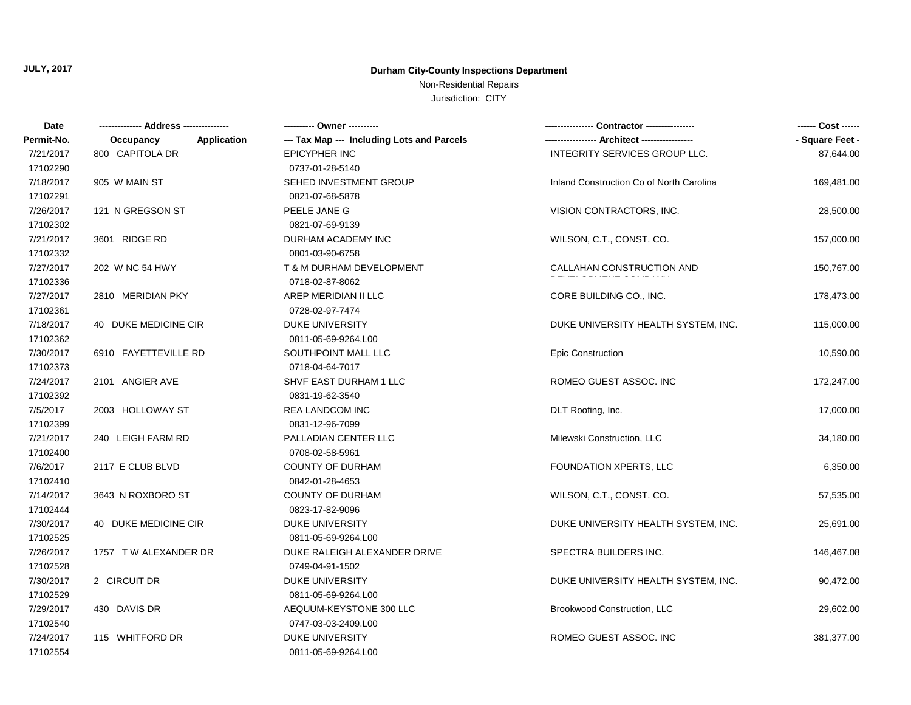JULY, 2017

**Durham City-County Inspections Department**

Non-Residential Repairs

Jurisdiction: CITY

| Date / Permit-No. | Address: Occupancy / Application | Owner / Tax Map --- Including Lots and Parcels | Contractor / Architect | Cost / Square Feet |
|---|---|---|---|---|
| 7/21/2017<br>17102290 | 800 CAPITOLA DR | EPICYPHER INC<br>0737-01-28-5140 | INTEGRITY SERVICES GROUP LLC. | 87,644.00 |
| 7/18/2017<br>17102291 | 905 W MAIN ST | SEHED INVESTMENT GROUP<br>0821-07-68-5878 | Inland Construction Co of North Carolina | 169,481.00 |
| 7/26/2017<br>17102302 | 121 N GREGSON ST | PEELE JANE G<br>0821-07-69-9139 | VISION CONTRACTORS, INC. | 28,500.00 |
| 7/21/2017<br>17102332 | 3601 RIDGE RD | DURHAM ACADEMY INC<br>0801-03-90-6758 | WILSON, C.T., CONST. CO. | 157,000.00 |
| 7/27/2017<br>17102336 | 202 W NC 54 HWY | T & M DURHAM DEVELOPMENT<br>0718-02-87-8062 | CALLAHAN CONSTRUCTION AND DEVELOPMENT COMPANY | 150,767.00 |
| 7/27/2017<br>17102361 | 2810 MERIDIAN PKY | AREP MERIDIAN II LLC<br>0728-02-97-7474 | CORE BUILDING CO., INC. | 178,473.00 |
| 7/18/2017<br>17102362 | 40 DUKE MEDICINE CIR | DUKE UNIVERSITY<br>0811-05-69-9264.L00 | DUKE UNIVERSITY HEALTH SYSTEM, INC. | 115,000.00 |
| 7/30/2017<br>17102373 | 6910 FAYETTEVILLE RD | SOUTHPOINT MALL LLC<br>0718-04-64-7017 | Epic Construction | 10,590.00 |
| 7/24/2017<br>17102392 | 2101 ANGIER AVE | SHVF EAST DURHAM 1 LLC<br>0831-19-62-3540 | ROMEO GUEST ASSOC. INC | 172,247.00 |
| 7/5/2017<br>17102399 | 2003 HOLLOWAY ST | REA LANDCOM INC<br>0831-12-96-7099 | DLT Roofing, Inc. | 17,000.00 |
| 7/21/2017<br>17102400 | 240 LEIGH FARM RD | PALLADIAN CENTER LLC<br>0708-02-58-5961 | Milewski Construction, LLC | 34,180.00 |
| 7/6/2017<br>17102410 | 2117 E CLUB BLVD | COUNTY OF DURHAM<br>0842-01-28-4653 | FOUNDATION XPERTS, LLC | 6,350.00 |
| 7/14/2017<br>17102444 | 3643 N ROXBORO ST | COUNTY OF DURHAM<br>0823-17-82-9096 | WILSON, C.T., CONST. CO. | 57,535.00 |
| 7/30/2017<br>17102525 | 40 DUKE MEDICINE CIR | DUKE UNIVERSITY<br>0811-05-69-9264.L00 | DUKE UNIVERSITY HEALTH SYSTEM, INC. | 25,691.00 |
| 7/26/2017<br>17102528 | 1757 T W ALEXANDER DR | DUKE RALEIGH ALEXANDER DRIVE<br>0749-04-91-1502 | SPECTRA BUILDERS INC. | 146,467.08 |
| 7/30/2017<br>17102529 | 2 CIRCUIT DR | DUKE UNIVERSITY<br>0811-05-69-9264.L00 | DUKE UNIVERSITY HEALTH SYSTEM, INC. | 90,472.00 |
| 7/29/2017<br>17102540 | 430 DAVIS DR | AEQUUM-KEYSTONE 300 LLC<br>0747-03-03-2409.L00 | Brookwood Construction, LLC | 29,602.00 |
| 7/24/2017<br>17102554 | 115 WHITFORD DR | DUKE UNIVERSITY<br>0811-05-69-9264.L00 | ROMEO GUEST ASSOC. INC | 381,377.00 |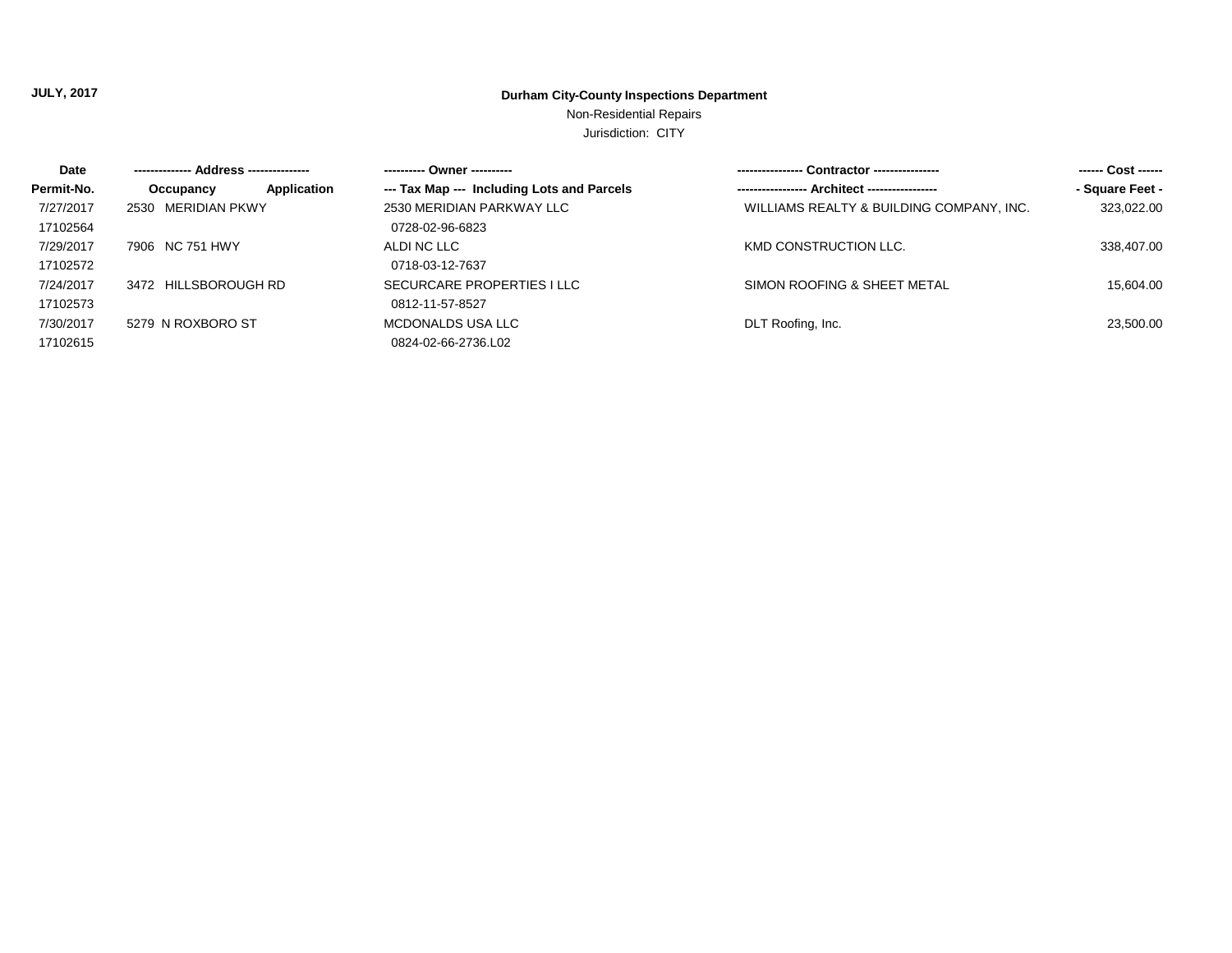JULY, 2017

**Durham City-County Inspections Department**

Non-Residential Repairs

Jurisdiction: CITY

| Date / Permit-No. | Address / Occupancy Application | Owner / Tax Map --- Including Lots and Parcels | Contractor / Architect | Cost / Square Feet |
|---|---|---|---|---|
| 7/27/2017<br>17102564 | 2530 MERIDIAN PKWY | 2530 MERIDIAN PARKWAY LLC<br>0728-02-96-6823 | WILLIAMS REALTY & BUILDING COMPANY, INC. | 323,022.00 |
| 7/29/2017<br>17102572 | 7906 NC 751 HWY | ALDI NC LLC<br>0718-03-12-7637 | KMD CONSTRUCTION LLC. | 338,407.00 |
| 7/24/2017<br>17102573 | 3472 HILLSBOROUGH RD | SECURCARE PROPERTIES I LLC<br>0812-11-57-8527 | SIMON ROOFING & SHEET METAL | 15,604.00 |
| 7/30/2017<br>17102615 | 5279 N ROXBORO ST | MCDONALDS USA LLC<br>0824-02-66-2736.L02 | DLT Roofing, Inc. | 23,500.00 |